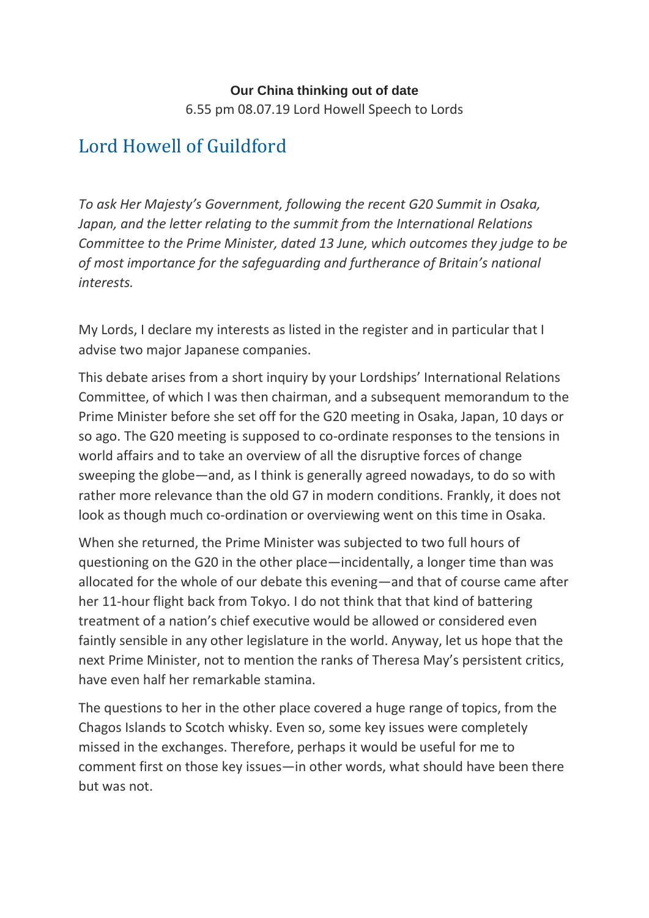**Our China thinking out of date**

6.55 pm 08.07.19 Lord Howell Speech to Lords

## Lord Howell of Guildford

*To ask Her Majesty's Government, following the recent G20 Summit in Osaka, Japan, and the letter relating to the summit from the International Relations Committee to the Prime Minister, dated 13 June, which outcomes they judge to be of most importance for the safeguarding and furtherance of Britain's national interests.*

My Lords, I declare my interests as listed in the register and in particular that I advise two major Japanese companies.

This debate arises from a short inquiry by your Lordships' International Relations Committee, of which I was then chairman, and a subsequent memorandum to the Prime Minister before she set off for the G20 meeting in Osaka, Japan, 10 days or so ago. The G20 meeting is supposed to co-ordinate responses to the tensions in world affairs and to take an overview of all the disruptive forces of change sweeping the globe—and, as I think is generally agreed nowadays, to do so with rather more relevance than the old G7 in modern conditions. Frankly, it does not look as though much co-ordination or overviewing went on this time in Osaka.

When she returned, the Prime Minister was subjected to two full hours of questioning on the G20 in the other place—incidentally, a longer time than was allocated for the whole of our debate this evening—and that of course came after her 11-hour flight back from Tokyo. I do not think that that kind of battering treatment of a nation's chief executive would be allowed or considered even faintly sensible in any other legislature in the world. Anyway, let us hope that the next Prime Minister, not to mention the ranks of Theresa May's persistent critics, have even half her remarkable stamina.

The questions to her in the other place covered a huge range of topics, from the Chagos Islands to Scotch whisky. Even so, some key issues were completely missed in the exchanges. Therefore, perhaps it would be useful for me to comment first on those key issues—in other words, what should have been there but was not.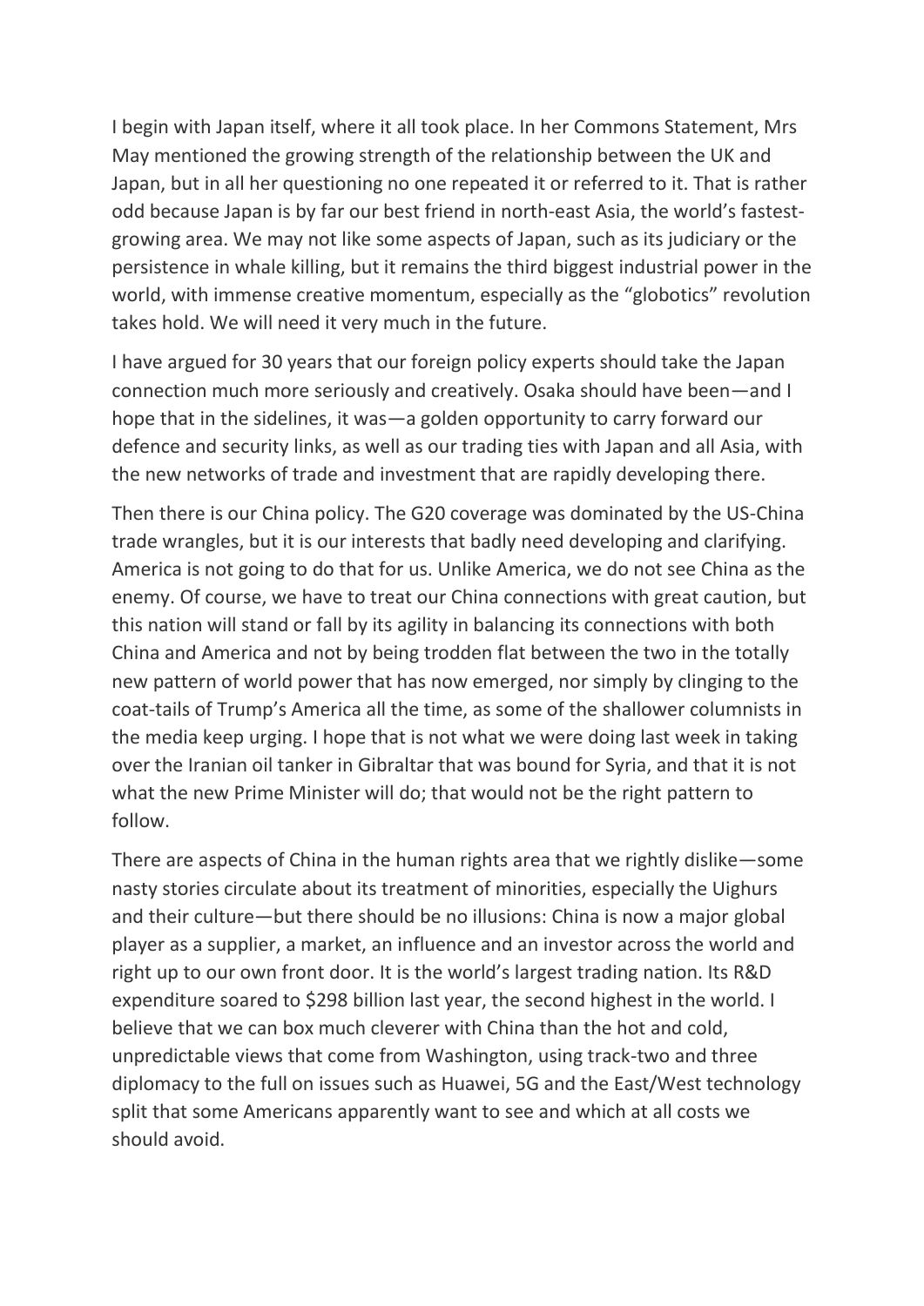I begin with Japan itself, where it all took place. In her Commons Statement, Mrs May mentioned the growing strength of the relationship between the UK and Japan, but in all her questioning no one repeated it or referred to it. That is rather odd because Japan is by far our best friend in north-east Asia, the world's fastest-growing area. We may not like some aspects of Japan, such as its judiciary or the persistence in whale killing, but it remains the third biggest industrial power in the world, with immense creative momentum, especially as the "globotics" revolution takes hold. We will need it very much in the future.

I have argued for 30 years that our foreign policy experts should take the Japan connection much more seriously and creatively. Osaka should have been—and I hope that in the sidelines, it was—a golden opportunity to carry forward our defence and security links, as well as our trading ties with Japan and all Asia, with the new networks of trade and investment that are rapidly developing there.

Then there is our China policy. The G20 coverage was dominated by the US-China trade wrangles, but it is our interests that badly need developing and clarifying. America is not going to do that for us. Unlike America, we do not see China as the enemy. Of course, we have to treat our China connections with great caution, but this nation will stand or fall by its agility in balancing its connections with both China and America and not by being trodden flat between the two in the totally new pattern of world power that has now emerged, nor simply by clinging to the coat-tails of Trump's America all the time, as some of the shallower columnists in the media keep urging. I hope that is not what we were doing last week in taking over the Iranian oil tanker in Gibraltar that was bound for Syria, and that it is not what the new Prime Minister will do; that would not be the right pattern to follow.

There are aspects of China in the human rights area that we rightly dislike—some nasty stories circulate about its treatment of minorities, especially the Uighurs and their culture—but there should be no illusions: China is now a major global player as a supplier, a market, an influence and an investor across the world and right up to our own front door. It is the world's largest trading nation. Its R&D expenditure soared to $298 billion last year, the second highest in the world. I believe that we can box much cleverer with China than the hot and cold, unpredictable views that come from Washington, using track-two and three diplomacy to the full on issues such as Huawei, 5G and the East/West technology split that some Americans apparently want to see and which at all costs we should avoid.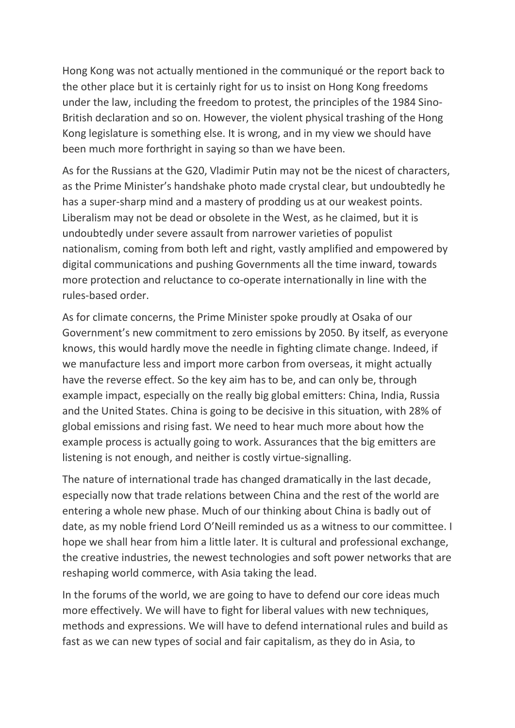Hong Kong was not actually mentioned in the communiqué or the report back to the other place but it is certainly right for us to insist on Hong Kong freedoms under the law, including the freedom to protest, the principles of the 1984 Sino-British declaration and so on. However, the violent physical trashing of the Hong Kong legislature is something else. It is wrong, and in my view we should have been much more forthright in saying so than we have been.

As for the Russians at the G20, Vladimir Putin may not be the nicest of characters, as the Prime Minister's handshake photo made crystal clear, but undoubtedly he has a super-sharp mind and a mastery of prodding us at our weakest points. Liberalism may not be dead or obsolete in the West, as he claimed, but it is undoubtedly under severe assault from narrower varieties of populist nationalism, coming from both left and right, vastly amplified and empowered by digital communications and pushing Governments all the time inward, towards more protection and reluctance to co-operate internationally in line with the rules-based order.

As for climate concerns, the Prime Minister spoke proudly at Osaka of our Government's new commitment to zero emissions by 2050. By itself, as everyone knows, this would hardly move the needle in fighting climate change. Indeed, if we manufacture less and import more carbon from overseas, it might actually have the reverse effect. So the key aim has to be, and can only be, through example impact, especially on the really big global emitters: China, India, Russia and the United States. China is going to be decisive in this situation, with 28% of global emissions and rising fast. We need to hear much more about how the example process is actually going to work. Assurances that the big emitters are listening is not enough, and neither is costly virtue-signalling.

The nature of international trade has changed dramatically in the last decade, especially now that trade relations between China and the rest of the world are entering a whole new phase. Much of our thinking about China is badly out of date, as my noble friend Lord O'Neill reminded us as a witness to our committee. I hope we shall hear from him a little later. It is cultural and professional exchange, the creative industries, the newest technologies and soft power networks that are reshaping world commerce, with Asia taking the lead.

In the forums of the world, we are going to have to defend our core ideas much more effectively. We will have to fight for liberal values with new techniques, methods and expressions. We will have to defend international rules and build as fast as we can new types of social and fair capitalism, as they do in Asia, to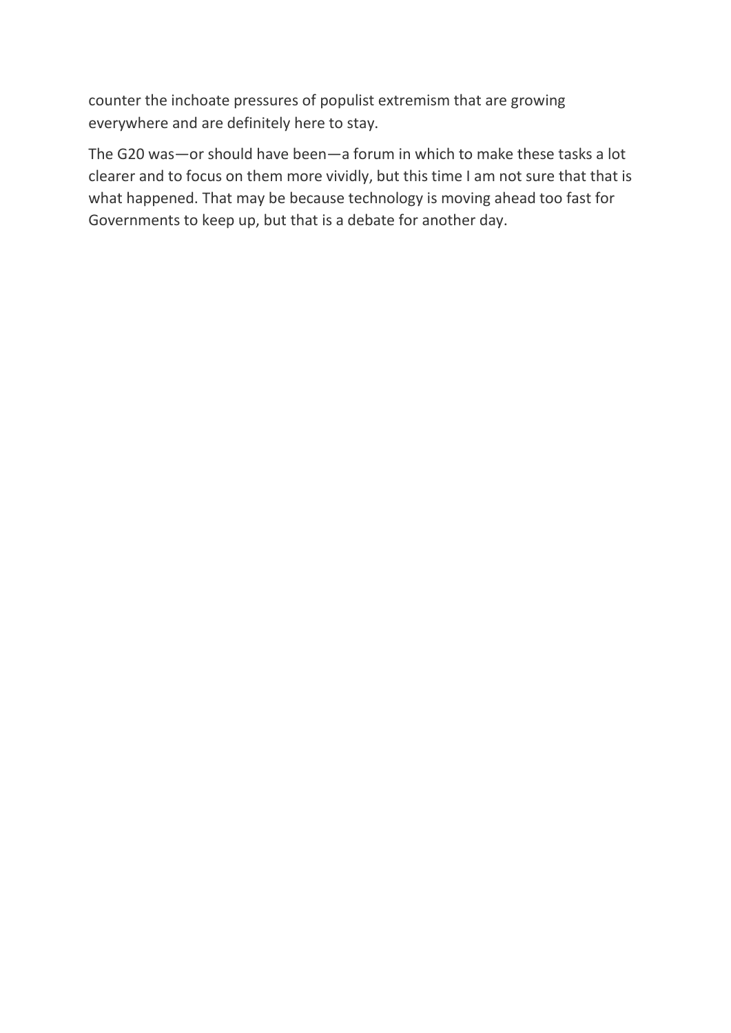counter the inchoate pressures of populist extremism that are growing everywhere and are definitely here to stay.

The G20 was—or should have been—a forum in which to make these tasks a lot clearer and to focus on them more vividly, but this time I am not sure that that is what happened. That may be because technology is moving ahead too fast for Governments to keep up, but that is a debate for another day.